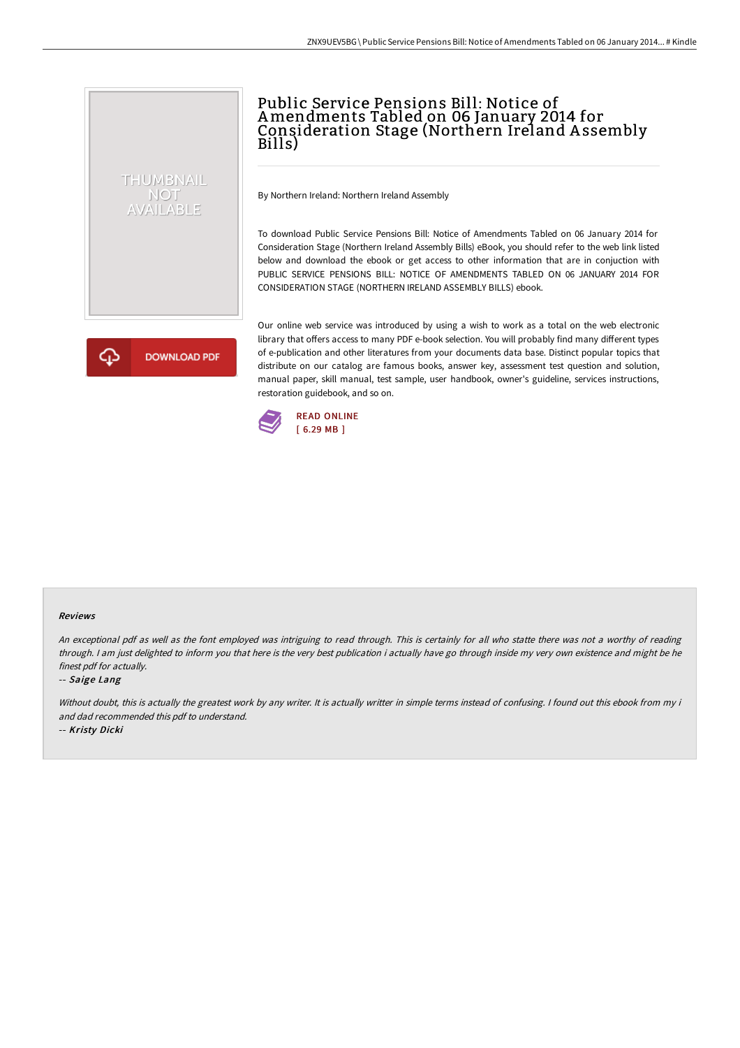# Public Service Pensions Bill: Notice of Amendments Tabled on 06 January 2014 for Consideration Stage (Northern Ireland Assembly Bills)

By Northern Ireland: Northern Ireland Assembly

To download Public Service Pensions Bill: Notice of Amendments Tabled on 06 January 2014 for Consideration Stage (Northern Ireland Assembly Bills) eBook, you should refer to the web link listed below and download the ebook or get access to other information that are in conjuction with PUBLIC SERVICE PENSIONS BILL: NOTICE OF AMENDMENTS TABLED ON 06 JANUARY 2014 FOR CONSIDERATION STAGE (NORTHERN IRELAND ASSEMBLY BILLS) ebook.

Our online web service was introduced by using a wish to work as a total on the web electronic library that offers access to many PDF e-book selection. You will probably find many different types of e-publication and other literatures from your documents data base. Distinct popular topics that distribute on our catalog are famous books, answer key, assessment test question and solution, manual paper, skill manual, test sample, user handbook, owner's guideline, services instructions, restoration guidebook, and so on.

DOWNLOAD PDF

READ ONLINE
[ 6.29 MB ]

### Reviews

*An exceptional pdf as well as the font employed was intriguing to read through. This is certainly for all who statte there was not a worthy of reading through. I am just delighted to inform you that here is the very best publication i actually have go through inside my very own existence and might be he finest pdf for actually.*

-- *Saige Lang*

*Without doubt, this is actually the greatest work by any writer. It is actually writter in simple terms instead of confusing. I found out this ebook from my i and dad recommended this pdf to understand.*

-- *Kristy Dicki*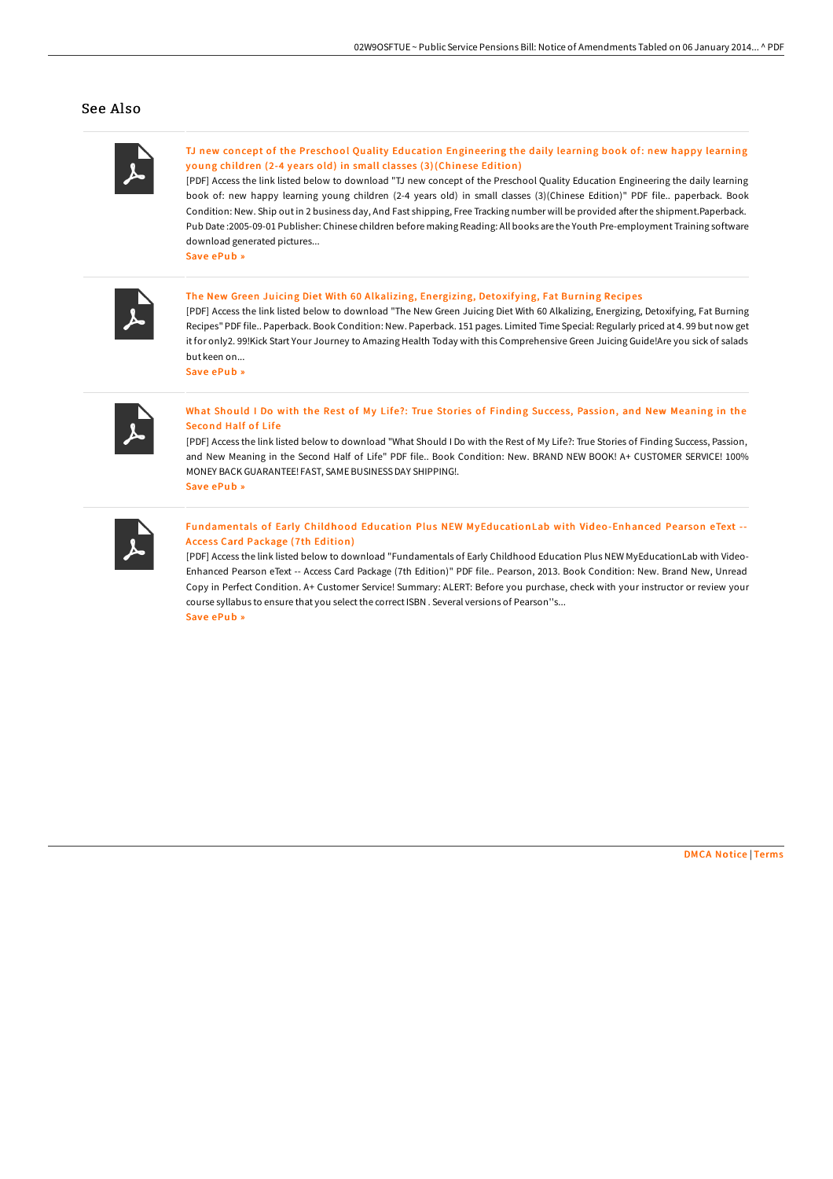## See Also

### TJ new concept of the Preschool Quality Education Engineering the daily learning book of: new happy learning young children (2-4 years old) in small classes (3)(Chinese Edition)

[PDF] Access the link listed below to download "TJ new concept of the Preschool Quality Education Engineering the daily learning book of: new happy learning young children (2-4 years old) in small classes (3)(Chinese Edition)" PDF file.. paperback. Book Condition: New. Ship out in 2 business day, And Fast shipping, Free Tracking number will be provided after the shipment.Paperback. Pub Date :2005-09-01 Publisher: Chinese children before making Reading: All books are the Youth Pre-employment Training software download generated pictures...

Save ePub »

### The New Green Juicing Diet With 60 Alkalizing, Energizing, Detoxifying, Fat Burning Recipes

[PDF] Access the link listed below to download "The New Green Juicing Diet With 60 Alkalizing, Energizing, Detoxifying, Fat Burning Recipes" PDF file.. Paperback. Book Condition: New. Paperback. 151 pages. Limited Time Special: Regularly priced at 4. 99 but now get it for only2. 99!Kick Start Your Journey to Amazing Health Today with this Comprehensive Green Juicing Guide!Are you sick of salads but keen on...

Save ePub »

### What Should I Do with the Rest of My Life?: True Stories of Finding Success, Passion, and New Meaning in the Second Half of Life

[PDF] Access the link listed below to download "What Should I Do with the Rest of My Life?: True Stories of Finding Success, Passion, and New Meaning in the Second Half of Life" PDF file.. Book Condition: New. BRAND NEW BOOK! A+ CUSTOMER SERVICE! 100% MONEY BACK GUARANTEE! FAST, SAME BUSINESS DAY SHIPPING!.

Save ePub »

### Fundamentals of Early Childhood Education Plus NEW MyEducationLab with Video-Enhanced Pearson eText -- Access Card Package (7th Edition)

[PDF] Access the link listed below to download "Fundamentals of Early Childhood Education Plus NEW MyEducationLab with Video-Enhanced Pearson eText -- Access Card Package (7th Edition)" PDF file.. Pearson, 2013. Book Condition: New. Brand New, Unread Copy in Perfect Condition. A+ Customer Service! Summary: ALERT: Before you purchase, check with your instructor or review your course syllabus to ensure that you select the correct ISBN . Several versions of Pearson''s...

Save ePub »